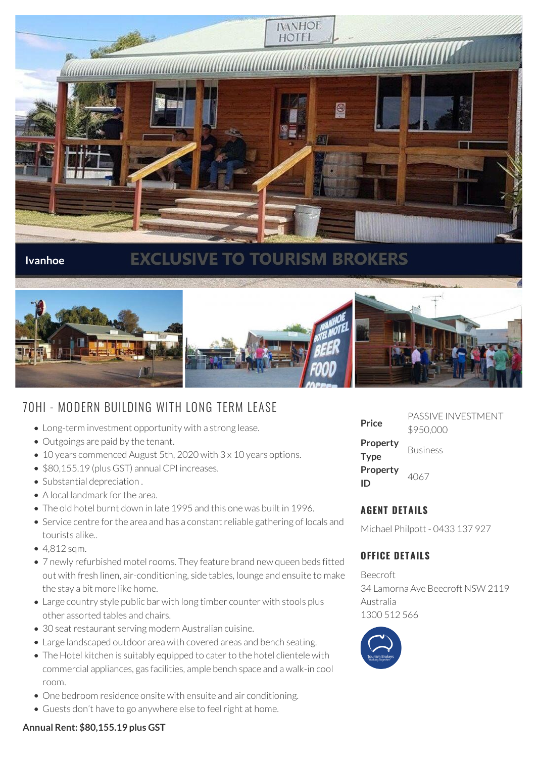Ivanhoe

EXCLUSIVE TO TOURISM BROKERS

# 70HI - MODERN BUILDING WITH LONG TERM LEASE

- Long-term investment opportunity with a strong lease.
- Outgoings are paid by the tenant.
- 10 years commenced August 5th, 2020 with 3 x 10 years options.
- $80,155.19 (plus GST) annual CPI increases.
- Substantial depreciation .
- A local landmark for the area.
- The old hotel burnt down in late 1995 and this one was built in 1996.
- Service centre for the area and has a constant reliable gathering of locals and tourists alike..
- 4,812 sqm.
- 7 newly refurbished motel rooms. They feature brand new queen beds fitted out with fresh linen, air-conditioning, side tables, lounge and ensuite to make the stay a bit more like home.
- Large country style public bar with long timber counter with stools plus other assorted tables and chairs.
- 30 seat restaurant serving modern Australian cuisine.
- Large landscaped outdoor area with covered areas and bench seating.
- The Hotel kitchen is suitably equipped to cater to the hotel clientele with commercial appliances, gas facilities, ample bench space and a walk-in cool room.
- One bedroom residence onsite with ensuite and air conditioning.
- Guests don't have to go anywhere else to feel right at home.

**Annual Rent: $80,155.19 plus GST**

| | |
|---|---|
| **Price** | PASSIVE INVESTMENT $950,000 |
| **Property Type** | Business |
| **Property ID** | 4067 |

## AGENT DETAILS

Michael Philpott - 0433 137 927

## OFFICE DETAILS

Beecroft
34 Lamorna Ave Beecroft NSW 2119
Australia
1300 512 566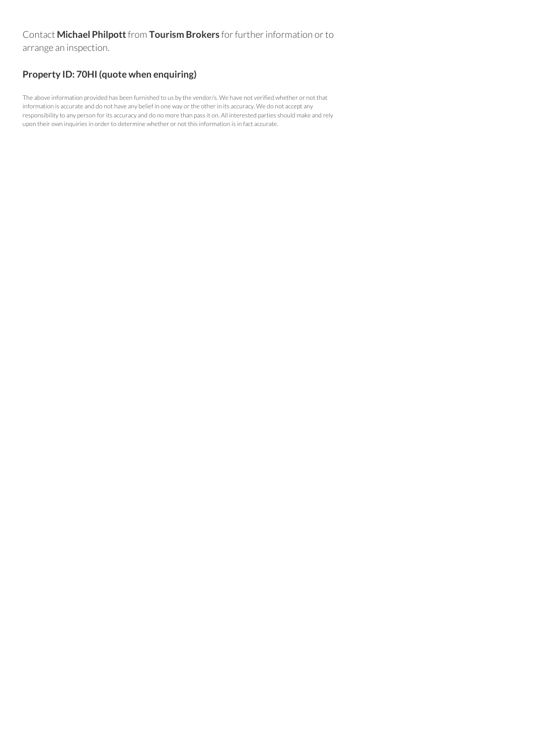Contact **Michael Philpott** from **Tourism Brokers** for further information or to arrange an inspection.

## Property ID: 70HI (quote when enquiring)

The above information provided has been furnished to us by the vendor/s. We have not verified whether or not that information is accurate and do not have any belief in one way or the other in its accuracy. We do not accept any responsibility to any person for its accuracy and do no more than pass it on. All interested parties should make and rely upon their own inquiries in order to determine whether or not this information is in fact accurate.